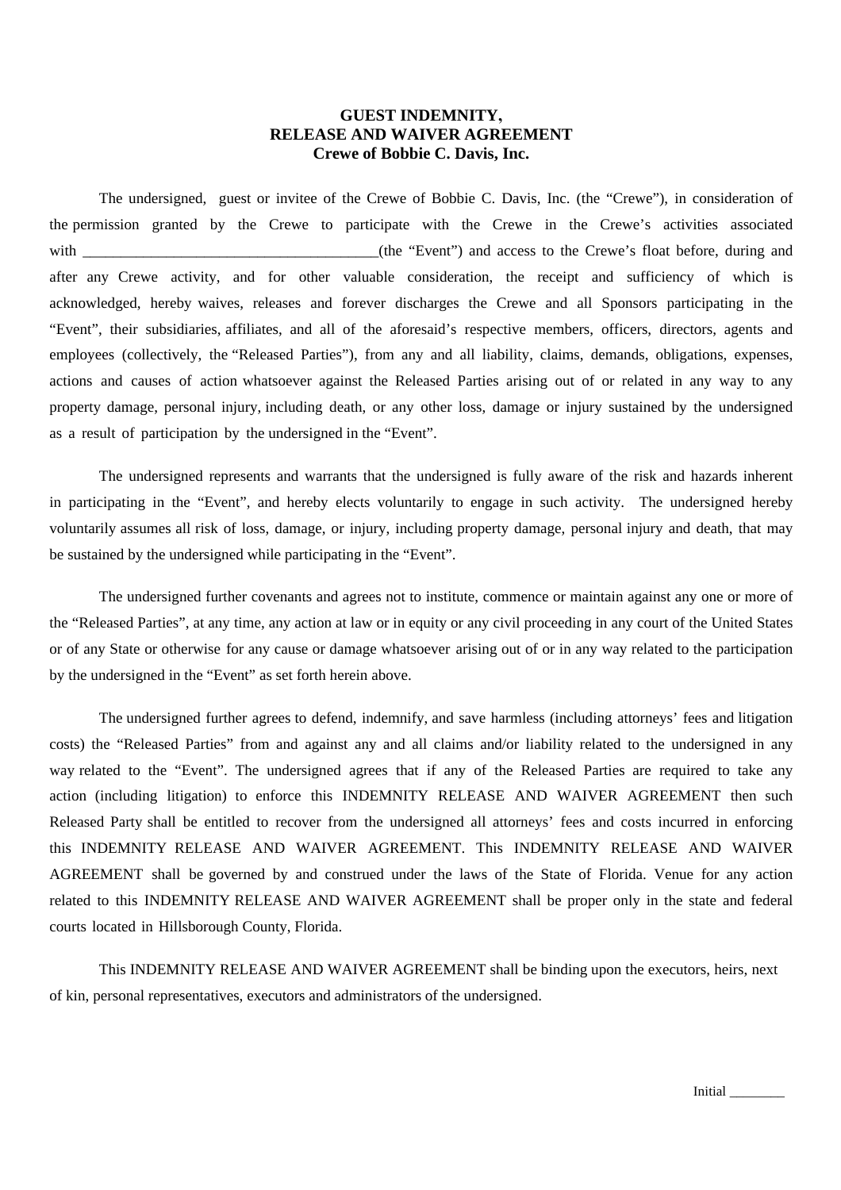**GUEST INDEMNITY,**
**RELEASE AND WAIVER AGREEMENT**
**Crewe of Bobbie C. Davis, Inc.**

The undersigned, guest or invitee of the Crewe of Bobbie C. Davis, Inc. (the "Crewe"), in consideration of the permission granted by the Crewe to participate with the Crewe in the Crewe's activities associated with _______________________________________(the "Event") and access to the Crewe's float before, during and after any Crewe activity, and for other valuable consideration, the receipt and sufficiency of which is acknowledged, hereby waives, releases and forever discharges the Crewe and all Sponsors participating in the "Event", their subsidiaries, affiliates, and all of the aforesaid's respective members, officers, directors, agents and employees (collectively, the "Released Parties"), from any and all liability, claims, demands, obligations, expenses, actions and causes of action whatsoever against the Released Parties arising out of or related in any way to any property damage, personal injury, including death, or any other loss, damage or injury sustained by the undersigned as a result of participation by the undersigned in the "Event".

The undersigned represents and warrants that the undersigned is fully aware of the risk and hazards inherent in participating in the "Event", and hereby elects voluntarily to engage in such activity. The undersigned hereby voluntarily assumes all risk of loss, damage, or injury, including property damage, personal injury and death, that may be sustained by the undersigned while participating in the "Event".

The undersigned further covenants and agrees not to institute, commence or maintain against any one or more of the "Released Parties", at any time, any action at law or in equity or any civil proceeding in any court of the United States or of any State or otherwise for any cause or damage whatsoever arising out of or in any way related to the participation by the undersigned in the "Event" as set forth herein above.

The undersigned further agrees to defend, indemnify, and save harmless (including attorneys' fees and litigation costs) the "Released Parties" from and against any and all claims and/or liability related to the undersigned in any way related to the "Event". The undersigned agrees that if any of the Released Parties are required to take any action (including litigation) to enforce this INDEMNITY RELEASE AND WAIVER AGREEMENT then such Released Party shall be entitled to recover from the undersigned all attorneys' fees and costs incurred in enforcing this INDEMNITY RELEASE AND WAIVER AGREEMENT. This INDEMNITY RELEASE AND WAIVER AGREEMENT shall be governed by and construed under the laws of the State of Florida. Venue for any action related to this INDEMNITY RELEASE AND WAIVER AGREEMENT shall be proper only in the state and federal courts located in Hillsborough County, Florida.

This INDEMNITY RELEASE AND WAIVER AGREEMENT shall be binding upon the executors, heirs, next of kin, personal representatives, executors and administrators of the undersigned.

Initial ________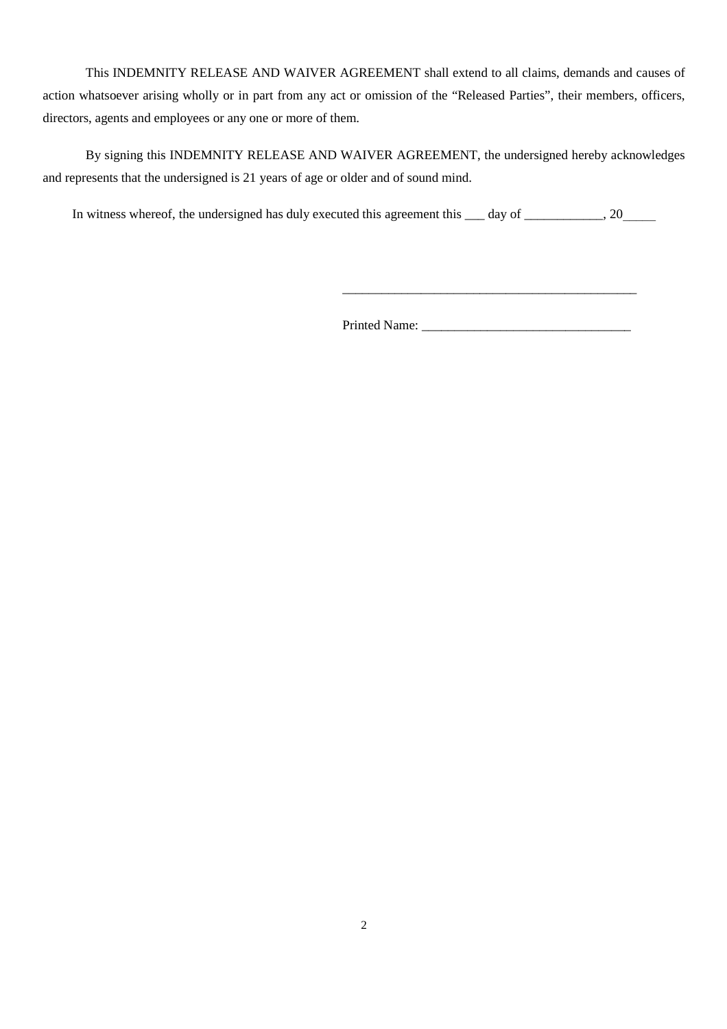This INDEMNITY RELEASE AND WAIVER AGREEMENT shall extend to all claims, demands and causes of action whatsoever arising wholly or in part from any act or omission of the "Released Parties", their members, officers, directors, agents and employees or any one or more of them.

By signing this INDEMNITY RELEASE AND WAIVER AGREEMENT, the undersigned hereby acknowledges and represents that the undersigned is 21 years of age or older and of sound mind.

In witness whereof, the undersigned has duly executed this agreement this ___ day of ____________, 20_____

_______________________________________________

Printed Name: ________________________________